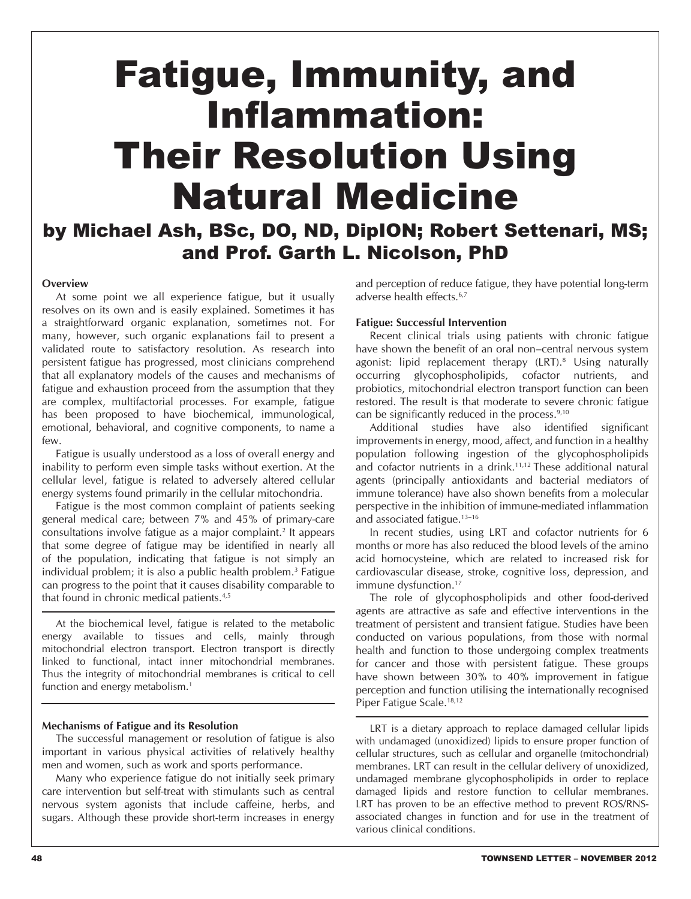# Fatigue, Immunity, and Inflammation: Their Resolution Using Natural Medicine

## by Michael Ash, BSc, DO, ND, DipION; Robert Settenari, MS; and Prof. Garth L. Nicolson, PhD

**Overview**

At some point we all experience fatigue, but it usually resolves on its own and is easily explained. Sometimes it has a straightforward organic explanation, sometimes not. For many, however, such organic explanations fail to present a validated route to satisfactory resolution. As research into persistent fatigue has progressed, most clinicians comprehend that all explanatory models of the causes and mechanisms of fatigue and exhaustion proceed from the assumption that they are complex, multifactorial processes. For example, fatigue has been proposed to have biochemical, immunological, emotional, behavioral, and cognitive components, to name a few.

Fatigue is usually understood as a loss of overall energy and inability to perform even simple tasks without exertion. At the cellular level, fatigue is related to adversely altered cellular energy systems found primarily in the cellular mitochondria.

Fatigue is the most common complaint of patients seeking general medical care; between 7% and 45% of primary-care consultations involve fatigue as a major complaint.[2] It appears that some degree of fatigue may be identified in nearly all of the population, indicating that fatigue is not simply an individual problem; it is also a public health problem.[3] Fatigue can progress to the point that it causes disability comparable to that found in chronic medical patients.[4,5]

---

At the biochemical level, fatigue is related to the metabolic energy available to tissues and cells, mainly through mitochondrial electron transport. Electron transport is directly linked to functional, intact inner mitochondrial membranes. Thus the integrity of mitochondrial membranes is critical to cell function and energy metabolism.[1]

---

**Mechanisms of Fatigue and its Resolution**

The successful management or resolution of fatigue is also important in various physical activities of relatively healthy men and women, such as work and sports performance.

Many who experience fatigue do not initially seek primary care intervention but self-treat with stimulants such as central nervous system agonists that include caffeine, herbs, and sugars. Although these provide short-term increases in energy and perception of reduce fatigue, they have potential long-term adverse health effects.[6,7]

**Fatigue: Successful Intervention**

Recent clinical trials using patients with chronic fatigue have shown the benefit of an oral non–central nervous system agonist: lipid replacement therapy (LRT).[8] Using naturally occurring glycophospholipids, cofactor nutrients, and probiotics, mitochondrial electron transport function can been restored. The result is that moderate to severe chronic fatigue can be significantly reduced in the process.[9,10]

Additional studies have also identified significant improvements in energy, mood, affect, and function in a healthy population following ingestion of the glycophospholipids and cofactor nutrients in a drink.[11,12] These additional natural agents (principally antioxidants and bacterial mediators of immune tolerance) have also shown benefits from a molecular perspective in the inhibition of immune-mediated inflammation and associated fatigue.[13–16]

In recent studies, using LRT and cofactor nutrients for 6 months or more has also reduced the blood levels of the amino acid homocysteine, which are related to increased risk for cardiovascular disease, stroke, cognitive loss, depression, and immune dysfunction.[17]

The role of glycophospholipids and other food-derived agents are attractive as safe and effective interventions in the treatment of persistent and transient fatigue. Studies have been conducted on various populations, from those with normal health and function to those undergoing complex treatments for cancer and those with persistent fatigue. These groups have shown between 30% to 40% improvement in fatigue perception and function utilising the internationally recognised Piper Fatigue Scale.[18,12]

---

LRT is a dietary approach to replace damaged cellular lipids with undamaged (unoxidized) lipids to ensure proper function of cellular structures, such as cellular and organelle (mitochondrial) membranes. LRT can result in the cellular delivery of unoxidized, undamaged membrane glycophospholipids in order to replace damaged lipids and restore function to cellular membranes. LRT has proven to be an effective method to prevent ROS/RNS-associated changes in function and for use in the treatment of various clinical conditions.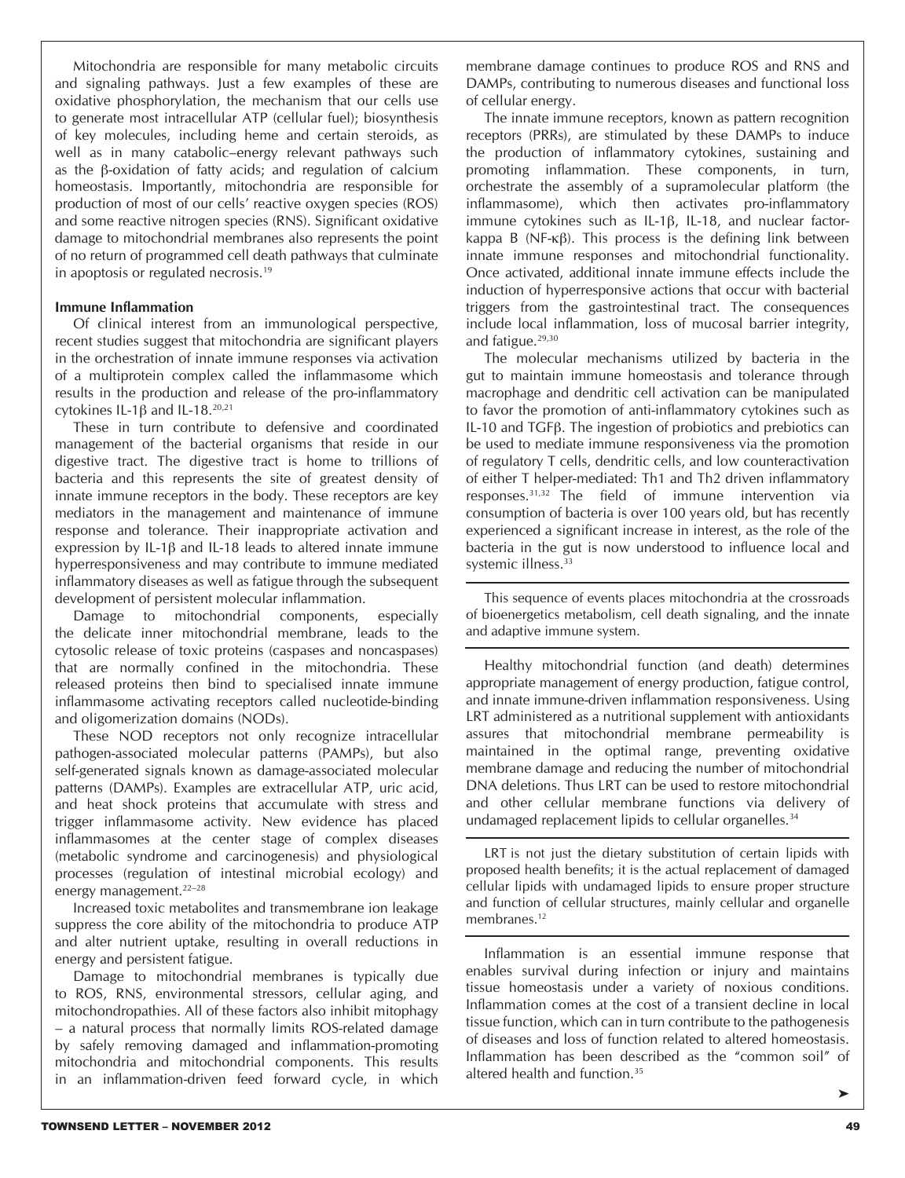Mitochondria are responsible for many metabolic circuits and signaling pathways. Just a few examples of these are oxidative phosphorylation, the mechanism that our cells use to generate most intracellular ATP (cellular fuel); biosynthesis of key molecules, including heme and certain steroids, as well as in many catabolic–energy relevant pathways such as the β-oxidation of fatty acids; and regulation of calcium homeostasis. Importantly, mitochondria are responsible for production of most of our cells' reactive oxygen species (ROS) and some reactive nitrogen species (RNS). Significant oxidative damage to mitochondrial membranes also represents the point of no return of programmed cell death pathways that culminate in apoptosis or regulated necrosis.[19]

**Immune Inflammation**

Of clinical interest from an immunological perspective, recent studies suggest that mitochondria are significant players in the orchestration of innate immune responses via activation of a multiprotein complex called the inflammasome which results in the production and release of the pro-inflammatory cytokines IL-1β and IL-18.[20,21]

These in turn contribute to defensive and coordinated management of the bacterial organisms that reside in our digestive tract. The digestive tract is home to trillions of bacteria and this represents the site of greatest density of innate immune receptors in the body. These receptors are key mediators in the management and maintenance of immune response and tolerance. Their inappropriate activation and expression by IL-1β and IL-18 leads to altered innate immune hyperresponsiveness and may contribute to immune mediated inflammatory diseases as well as fatigue through the subsequent development of persistent molecular inflammation.

Damage to mitochondrial components, especially the delicate inner mitochondrial membrane, leads to the cytosolic release of toxic proteins (caspases and noncaspases) that are normally confined in the mitochondria. These released proteins then bind to specialised innate immune inflammasome activating receptors called nucleotide-binding and oligomerization domains (NODs).

These NOD receptors not only recognize intracellular pathogen-associated molecular patterns (PAMPs), but also self-generated signals known as damage-associated molecular patterns (DAMPs). Examples are extracellular ATP, uric acid, and heat shock proteins that accumulate with stress and trigger inflammasome activity. New evidence has placed inflammasomes at the center stage of complex diseases (metabolic syndrome and carcinogenesis) and physiological processes (regulation of intestinal microbial ecology) and energy management.[22–28]

Increased toxic metabolites and transmembrane ion leakage suppress the core ability of the mitochondria to produce ATP and alter nutrient uptake, resulting in overall reductions in energy and persistent fatigue.

Damage to mitochondrial membranes is typically due to ROS, RNS, environmental stressors, cellular aging, and mitochondropathies. All of these factors also inhibit mitophagy – a natural process that normally limits ROS-related damage by safely removing damaged and inflammation-promoting mitochondria and mitochondrial components. This results in an inflammation-driven feed forward cycle, in which membrane damage continues to produce ROS and RNS and DAMPs, contributing to numerous diseases and functional loss of cellular energy.

The innate immune receptors, known as pattern recognition receptors (PRRs), are stimulated by these DAMPs to induce the production of inflammatory cytokines, sustaining and promoting inflammation. These components, in turn, orchestrate the assembly of a supramolecular platform (the inflammasome), which then activates pro-inflammatory immune cytokines such as IL-1β, IL-18, and nuclear factor-kappa B (NF-κβ). This process is the defining link between innate immune responses and mitochondrial functionality. Once activated, additional innate immune effects include the induction of hyperresponsive actions that occur with bacterial triggers from the gastrointestinal tract. The consequences include local inflammation, loss of mucosal barrier integrity, and fatigue.[29,30]

The molecular mechanisms utilized by bacteria in the gut to maintain immune homeostasis and tolerance through macrophage and dendritic cell activation can be manipulated to favor the promotion of anti-inflammatory cytokines such as IL-10 and TGFβ. The ingestion of probiotics and prebiotics can be used to mediate immune responsiveness via the promotion of regulatory T cells, dendritic cells, and low counteractivation of either T helper-mediated: Th1 and Th2 driven inflammatory responses.[31,32] The field of immune intervention via consumption of bacteria is over 100 years old, but has recently experienced a significant increase in interest, as the role of the bacteria in the gut is now understood to influence local and systemic illness.[33]

---

This sequence of events places mitochondria at the crossroads of bioenergetics metabolism, cell death signaling, and the innate and adaptive immune system.

---

Healthy mitochondrial function (and death) determines appropriate management of energy production, fatigue control, and innate immune-driven inflammation responsiveness. Using LRT administered as a nutritional supplement with antioxidants assures that mitochondrial membrane permeability is maintained in the optimal range, preventing oxidative membrane damage and reducing the number of mitochondrial DNA deletions. Thus LRT can be used to restore mitochondrial and other cellular membrane functions via delivery of undamaged replacement lipids to cellular organelles.[34]

---

LRT is not just the dietary substitution of certain lipids with proposed health benefits; it is the actual replacement of damaged cellular lipids with undamaged lipids to ensure proper structure and function of cellular structures, mainly cellular and organelle membranes.[12]

---

Inflammation is an essential immune response that enables survival during infection or injury and maintains tissue homeostasis under a variety of noxious conditions. Inflammation comes at the cost of a transient decline in local tissue function, which can in turn contribute to the pathogenesis of diseases and loss of function related to altered homeostasis. Inflammation has been described as the "common soil" of altered health and function.[35]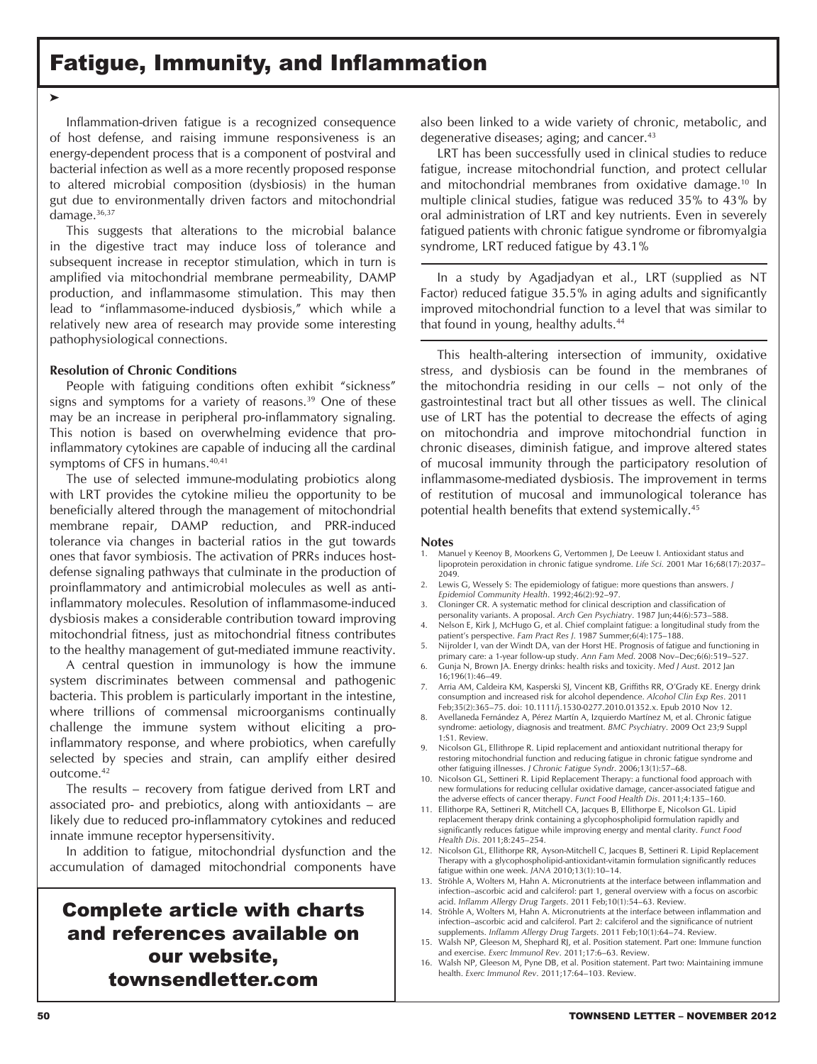# Fatigue, Immunity, and Inflammation

➤

Inflammation-driven fatigue is a recognized consequence of host defense, and raising immune responsiveness is an energy-dependent process that is a component of postviral and bacterial infection as well as a more recently proposed response to altered microbial composition (dysbiosis) in the human gut due to environmentally driven factors and mitochondrial damage.[36,37]

This suggests that alterations to the microbial balance in the digestive tract may induce loss of tolerance and subsequent increase in receptor stimulation, which in turn is amplified via mitochondrial membrane permeability, DAMP production, and inflammasome stimulation. This may then lead to "inflammasome-induced dysbiosis," which while a relatively new area of research may provide some interesting pathophysiological connections.

**Resolution of Chronic Conditions**

People with fatiguing conditions often exhibit "sickness" signs and symptoms for a variety of reasons.[39] One of these may be an increase in peripheral pro-inflammatory signaling. This notion is based on overwhelming evidence that pro-inflammatory cytokines are capable of inducing all the cardinal symptoms of CFS in humans.[40,41]

The use of selected immune-modulating probiotics along with LRT provides the cytokine milieu the opportunity to be beneficially altered through the management of mitochondrial membrane repair, DAMP reduction, and PRR-induced tolerance via changes in bacterial ratios in the gut towards ones that favor symbiosis. The activation of PRRs induces host-defense signaling pathways that culminate in the production of proinflammatory and antimicrobial molecules as well as anti-inflammatory molecules. Resolution of inflammasome-induced dysbiosis makes a considerable contribution toward improving mitochondrial fitness, just as mitochondrial fitness contributes to the healthy management of gut-mediated immune reactivity.

A central question in immunology is how the immune system discriminates between commensal and pathogenic bacteria. This problem is particularly important in the intestine, where trillions of commensal microorganisms continually challenge the immune system without eliciting a pro-inflammatory response, and where probiotics, when carefully selected by species and strain, can amplify either desired outcome.[42]

The results – recovery from fatigue derived from LRT and associated pro- and prebiotics, along with antioxidants – are likely due to reduced pro-inflammatory cytokines and reduced innate immune receptor hypersensitivity.

In addition to fatigue, mitochondrial dysfunction and the accumulation of damaged mitochondrial components have also been linked to a wide variety of chronic, metabolic, and degenerative diseases; aging; and cancer.[43]

LRT has been successfully used in clinical studies to reduce fatigue, increase mitochondrial function, and protect cellular and mitochondrial membranes from oxidative damage.[10] In multiple clinical studies, fatigue was reduced 35% to 43% by oral administration of LRT and key nutrients. Even in severely fatigued patients with chronic fatigue syndrome or fibromyalgia syndrome, LRT reduced fatigue by 43.1%

---

In a study by Agadjadyan et al., LRT (supplied as NT Factor) reduced fatigue 35.5% in aging adults and significantly improved mitochondrial function to a level that was similar to that found in young, healthy adults.[44]

---

This health-altering intersection of immunity, oxidative stress, and dysbiosis can be found in the membranes of the mitochondria residing in our cells – not only of the gastrointestinal tract but all other tissues as well. The clinical use of LRT has the potential to decrease the effects of aging on mitochondria and improve mitochondrial function in chronic diseases, diminish fatigue, and improve altered states of mucosal immunity through the participatory resolution of inflammasome-mediated dysbiosis. The improvement in terms of restitution of mucosal and immunological tolerance has potential health benefits that extend systemically.[45]

**Complete article with charts and references available on our website, townsendletter.com**

**Notes**

1. Manuel y Keenoy B, Moorkens G, Vertommen J, De Leeuw I. Antioxidant status and lipoprotein peroxidation in chronic fatigue syndrome. *Life Sci.* 2001 Mar 16;68(17):2037–2049.
2. Lewis G, Wessely S: The epidemiology of fatigue: more questions than answers. *J Epidemiol Community Health*. 1992;46(2):92–97.
3. Cloninger CR. A systematic method for clinical description and classification of personality variants. A proposal. *Arch Gen Psychiatry*. 1987 Jun;44(6):573–588.
4. Nelson E, Kirk J, McHugo G, et al. Chief complaint fatigue: a longitudinal study from the patient's perspective. *Fam Pract Res J.* 1987 Summer;6(4):175–188.
5. Nijrolder I, van der Windt DA, van der Horst HE. Prognosis of fatigue and functioning in primary care: a 1-year follow-up study. *Ann Fam Med.* 2008 Nov–Dec;6(6):519–527.
6. Gunja N, Brown JA. Energy drinks: health risks and toxicity. *Med J Aust.* 2012 Jan 16;196(1):46–49.
7. Arria AM, Caldeira KM, Kasperski SJ, Vincent KB, Griffiths RR, O'Grady KE. Energy drink consumption and increased risk for alcohol dependence. *Alcohol Clin Exp Res*. 2011 Feb;35(2):365–75. doi: 10.1111/j.1530-0277.2010.01352.x. Epub 2010 Nov 12.
8. Avellaneda Fernández A, Pérez Martín A, Izquierdo Martínez M, et al. Chronic fatigue syndrome: aetiology, diagnosis and treatment. *BMC Psychiatry*. 2009 Oct 23;9 Suppl 1:S1. Review.
9. Nicolson GL, Ellithrope R. Lipid replacement and antioxidant nutritional therapy for restoring mitochondrial function and reducing fatigue in chronic fatigue syndrome and other fatiguing illnesses. *J Chronic Fatigue Syndr*. 2006;13(1):57–68.
10. Nicolson GL, Settineri R. Lipid Replacement Therapy: a functional food approach with new formulations for reducing cellular oxidative damage, cancer-associated fatigue and the adverse effects of cancer therapy. *Funct Food Health Dis*. 2011;4:135–160.
11. Ellithorpe RA, Settineri R, Mitchell CA, Jacques B, Ellithorpe E, Nicolson GL. Lipid replacement therapy drink containing a glycophospholipid formulation rapidly and significantly reduces fatigue while improving energy and mental clarity. *Funct Food Health Dis*. 2011;8:245–254.
12. Nicolson GL, Ellithorpe RR, Ayson-Mitchell C, Jacques B, Settineri R. Lipid Replacement Therapy with a glycophospholipid-antioxidant-vitamin formulation significantly reduces fatigue within one week. *JANA* 2010;13(1):10–14.
13. Ströhle A, Wolters M, Hahn A. Micronutrients at the interface between inflammation and infection–ascorbic acid and calciferol: part 1, general overview with a focus on ascorbic acid. *Inflamm Allergy Drug Targets*. 2011 Feb;10(1):54–63. Review.
14. Ströhle A, Wolters M, Hahn A. Micronutrients at the interface between inflammation and infection–ascorbic acid and calciferol. Part 2: calciferol and the significance of nutrient supplements. *Inflamm Allergy Drug Targets*. 2011 Feb;10(1):64–74. Review.
15. Walsh NP, Gleeson M, Shephard RJ, et al. Position statement. Part one: Immune function and exercise. *Exerc Immunol Rev*. 2011;17:6–63. Review.
16. Walsh NP, Gleeson M, Pyne DB, et al. Position statement. Part two: Maintaining immune health. *Exerc Immunol Rev*. 2011;17:64–103. Review.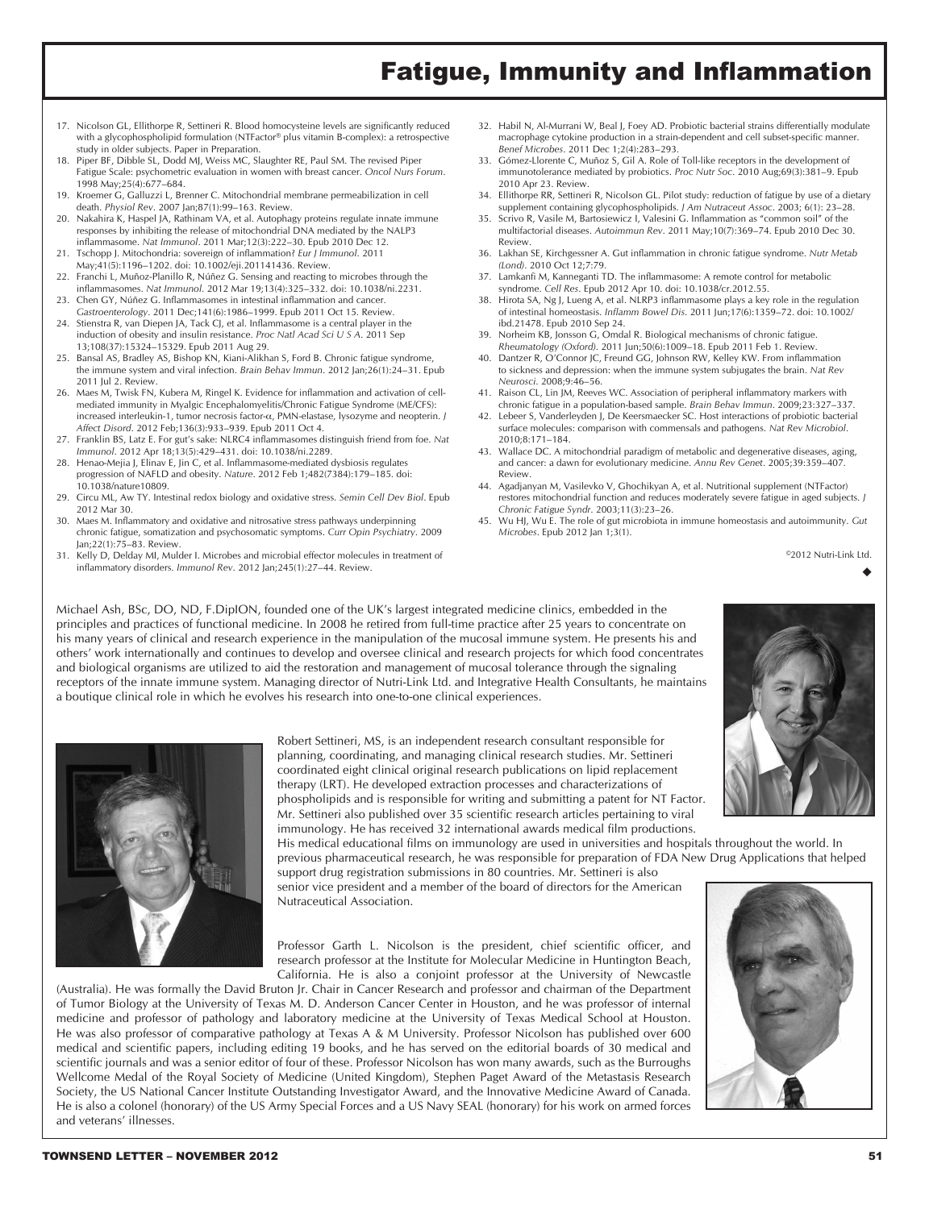17. Nicolson GL, Ellithorpe R, Settineri R. Blood homocysteine levels are significantly reduced with a glycophospholipid formulation (NTFactor® plus vitamin B-complex): a retrospective study in older subjects. Paper in Preparation.
18. Piper BF, Dibble SL, Dodd MJ, Weiss MC, Slaughter RE, Paul SM. The revised Piper Fatigue Scale: psychometric evaluation in women with breast cancer. *Oncol Nurs Forum*. 1998 May;25(4):677–684.
19. Kroemer G, Galluzzi L, Brenner C. Mitochondrial membrane permeabilization in cell death. *Physiol Rev*. 2007 Jan;87(1):99–163. Review.
20. Nakahira K, Haspel JA, Rathinam VA, et al. Autophagy proteins regulate innate immune responses by inhibiting the release of mitochondrial DNA mediated by the NALP3 inflammasome. *Nat Immunol*. 2011 Mar;12(3):222–30. Epub 2010 Dec 12.
21. Tschopp J. Mitochondria: sovereign of inflammation? *Eur J Immunol*. 2011 May;41(5):1196–1202. doi: 10.1002/eji.201141436. Review.
22. Franchi L, Muñoz-Planillo R, Núñez G. Sensing and reacting to microbes through the inflammasomes. *Nat Immunol*. 2012 Mar 19;13(4):325–332. doi: 10.1038/ni.2231.
23. Chen GY, Núñez G. Inflammasomes in intestinal inflammation and cancer. *Gastroenterology*. 2011 Dec;141(6):1986–1999. Epub 2011 Oct 15. Review.
24. Stienstra R, van Diepen JA, Tack CJ, et al. Inflammasome is a central player in the induction of obesity and insulin resistance. *Proc Natl Acad Sci U S A*. 2011 Sep 13;108(37):15324–15329. Epub 2011 Aug 29.
25. Bansal AS, Bradley AS, Bishop KN, Kiani-Alikhan S, Ford B. Chronic fatigue syndrome, the immune system and viral infection. *Brain Behav Immun*. 2012 Jan;26(1):24–31. Epub 2011 Jul 2. Review.
26. Maes M, Twisk FN, Kubera M, Ringel K. Evidence for inflammation and activation of cell-mediated immunity in Myalgic Encephalomyelitis/Chronic Fatigue Syndrome (ME/CFS): increased interleukin-1, tumor necrosis factor-α, PMN-elastase, lysozyme and neopterin. *J Affect Disord*. 2012 Feb;136(3):933–939. Epub 2011 Oct 4.
27. Franklin BS, Latz E. For gut's sake: NLRC4 inflammasomes distinguish friend from foe. *Nat Immunol*. 2012 Apr 18;13(5):429–431. doi: 10.1038/ni.2289.
28. Henao-Mejia J, Elinav E, Jin C, et al. Inflammasome-mediated dysbiosis regulates progression of NAFLD and obesity. *Nature*. 2012 Feb 1;482(7384):179–185. doi: 10.1038/nature10809.
29. Circu ML, Aw TY. Intestinal redox biology and oxidative stress. *Semin Cell Dev Biol*. Epub 2012 Mar 30.
30. Maes M. Inflammatory and oxidative and nitrosative stress pathways underpinning chronic fatigue, somatization and psychosomatic symptoms. *Curr Opin Psychiatry*. 2009 Jan;22(1):75–83. Review.
31. Kelly D, Delday MI, Mulder I. Microbes and microbial effector molecules in treatment of inflammatory disorders. *Immunol Rev*. 2012 Jan;245(1):27–44. Review.
32. Habil N, Al-Murrani W, Beal J, Foey AD. Probiotic bacterial strains differentially modulate macrophage cytokine production in a strain-dependent and cell subset-specific manner. *Benef Microbes*. 2011 Dec 1;2(4):283–293.
33. Gómez-Llorente C, Muñoz S, Gil A. Role of Toll-like receptors in the development of immunotolerance mediated by probiotics. *Proc Nutr Soc*. 2010 Aug;69(3):381–9. Epub 2010 Apr 23. Review.
34. Ellithorpe RR, Settineri R, Nicolson GL. Pilot study: reduction of fatigue by use of a dietary supplement containing glycophospholipids. *J Am Nutraceut Assoc*. 2003; 6(1): 23–28.
35. Scrivo R, Vasile M, Bartosiewicz I, Valesini G. Inflammation as "common soil" of the multifactorial diseases. *Autoimmun Rev*. 2011 May;10(7):369–74. Epub 2010 Dec 30. Review.
36. Lakhan SE, Kirchgessner A. Gut inflammation in chronic fatigue syndrome. *Nutr Metab (Lond)*. 2010 Oct 12;7:79.
37. Lamkanfi M, Kanneganti TD. The inflammasome: A remote control for metabolic syndrome. *Cell Res*. Epub 2012 Apr 10. doi: 10.1038/cr.2012.55.
38. Hirota SA, Ng J, Lueng A, et al. NLRP3 inflammasome plays a key role in the regulation of intestinal homeostasis. *Inflamm Bowel Dis*. 2011 Jun;17(6):1359–72. doi: 10.1002/ibd.21478. Epub 2010 Sep 24.
39. Norheim KB, Jonsson G, Omdal R. Biological mechanisms of chronic fatigue. *Rheumatology (Oxford)*. 2011 Jun;50(6):1009–18. Epub 2011 Feb 1. Review.
40. Dantzer R, O'Connor JC, Freund GG, Johnson RW, Kelley KW. From inflammation to sickness and depression: when the immune system subjugates the brain. *Nat Rev Neurosci*. 2008;9:46–56.
41. Raison CL, Lin JM, Reeves WC. Association of peripheral inflammatory markers with chronic fatigue in a population-based sample. *Brain Behav Immun*. 2009;23:327–337.
42. Lebeer S, Vanderleyden J, De Keersmaecker SC. Host interactions of probiotic bacterial surface molecules: comparison with commensals and pathogens. *Nat Rev Microbiol*. 2010;8:171–184.
43. Wallace DC. A mitochondrial paradigm of metabolic and degenerative diseases, aging, and cancer: a dawn for evolutionary medicine. *Annu Rev Genet*. 2005;39:359–407. Review.
44. Agadjanyan M, Vasilevko V, Ghochikyan A, et al. Nutritional supplement (NTFactor) restores mitochondrial function and reduces moderately severe fatigue in aged subjects. *J Chronic Fatigue Syndr*. 2003;11(3):23–26.
45. Wu HJ, Wu E. The role of gut microbiota in immune homeostasis and autoimmunity. *Gut Microbes*. Epub 2012 Jan 1;3(1).

©2012 Nutri-Link Ltd.

◆

Michael Ash, BSc, DO, ND, F.DipION, founded one of the UK's largest integrated medicine clinics, embedded in the principles and practices of functional medicine. In 2008 he retired from full-time practice after 25 years to concentrate on his many years of clinical and research experience in the manipulation of the mucosal immune system. He presents his and others' work internationally and continues to develop and oversee clinical and research projects for which food concentrates and biological organisms are utilized to aid the restoration and management of mucosal tolerance through the signaling receptors of the innate immune system. Managing director of Nutri-Link Ltd. and Integrative Health Consultants, he maintains a boutique clinical role in which he evolves his research into one-to-one clinical experiences.

Robert Settineri, MS, is an independent research consultant responsible for planning, coordinating, and managing clinical research studies. Mr. Settineri coordinated eight clinical original research publications on lipid replacement therapy (LRT). He developed extraction processes and characterizations of phospholipids and is responsible for writing and submitting a patent for NT Factor. Mr. Settineri also published over 35 scientific research articles pertaining to viral immunology. He has received 32 international awards medical film productions. His medical educational films on immunology are used in universities and hospitals throughout the world. In previous pharmaceutical research, he was responsible for preparation of FDA New Drug Applications that helped support drug registration submissions in 80 countries. Mr. Settineri is also senior vice president and a member of the board of directors for the American Nutraceutical Association.

Professor Garth L. Nicolson is the president, chief scientific officer, and research professor at the Institute for Molecular Medicine in Huntington Beach, California. He is also a conjoint professor at the University of Newcastle (Australia). He was formally the David Bruton Jr. Chair in Cancer Research and professor and chairman of the Department of Tumor Biology at the University of Texas M. D. Anderson Cancer Center in Houston, and he was professor of internal medicine and professor of pathology and laboratory medicine at the University of Texas Medical School at Houston. He was also professor of comparative pathology at Texas A & M University. Professor Nicolson has published over 600 medical and scientific papers, including editing 19 books, and he has served on the editorial boards of 30 medical and scientific journals and was a senior editor of four of these. Professor Nicolson has won many awards, such as the Burroughs Wellcome Medal of the Royal Society of Medicine (United Kingdom), Stephen Paget Award of the Metastasis Research Society, the US National Cancer Institute Outstanding Investigator Award, and the Innovative Medicine Award of Canada. He is also a colonel (honorary) of the US Army Special Forces and a US Navy SEAL (honorary) for his work on armed forces and veterans' illnesses.